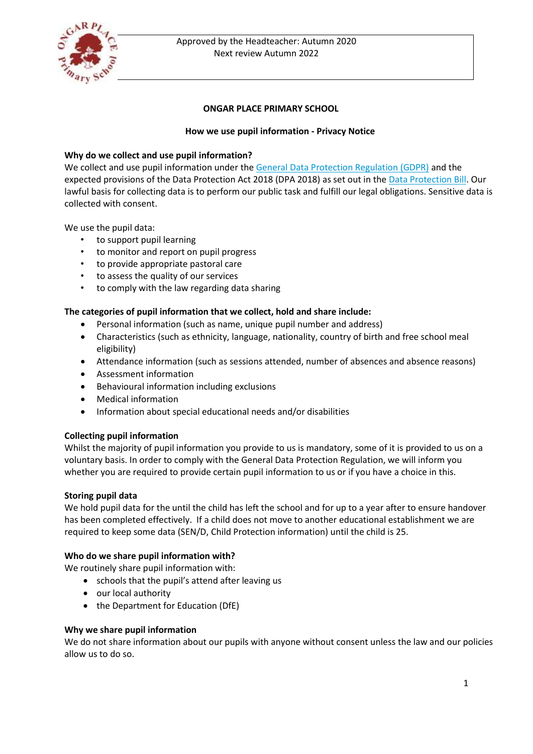Approved by the Headteacher: Autumn 2020
Next review Autumn 2022

# ONGAR PLACE PRIMARY SCHOOL

## How we use pupil information - Privacy Notice

### Why do we collect and use pupil information?

We collect and use pupil information under the General Data Protection Regulation (GDPR) and the expected provisions of the Data Protection Act 2018 (DPA 2018) as set out in the Data Protection Bill. Our lawful basis for collecting data is to perform our public task and fulfill our legal obligations. Sensitive data is collected with consent.

We use the pupil data:

- to support pupil learning
- to monitor and report on pupil progress
- to provide appropriate pastoral care
- to assess the quality of our services
- to comply with the law regarding data sharing

### The categories of pupil information that we collect, hold and share include:

- Personal information (such as name, unique pupil number and address)
- Characteristics (such as ethnicity, language, nationality, country of birth and free school meal eligibility)
- Attendance information (such as sessions attended, number of absences and absence reasons)
- Assessment information
- Behavioural information including exclusions
- Medical information
- Information about special educational needs and/or disabilities

### Collecting pupil information

Whilst the majority of pupil information you provide to us is mandatory, some of it is provided to us on a voluntary basis. In order to comply with the General Data Protection Regulation, we will inform you whether you are required to provide certain pupil information to us or if you have a choice in this.

### Storing pupil data

We hold pupil data for the until the child has left the school and for up to a year after to ensure handover has been completed effectively. If a child does not move to another educational establishment we are required to keep some data (SEN/D, Child Protection information) until the child is 25.

### Who do we share pupil information with?

We routinely share pupil information with:

- schools that the pupil's attend after leaving us
- our local authority
- the Department for Education (DfE)

### Why we share pupil information

We do not share information about our pupils with anyone without consent unless the law and our policies allow us to do so.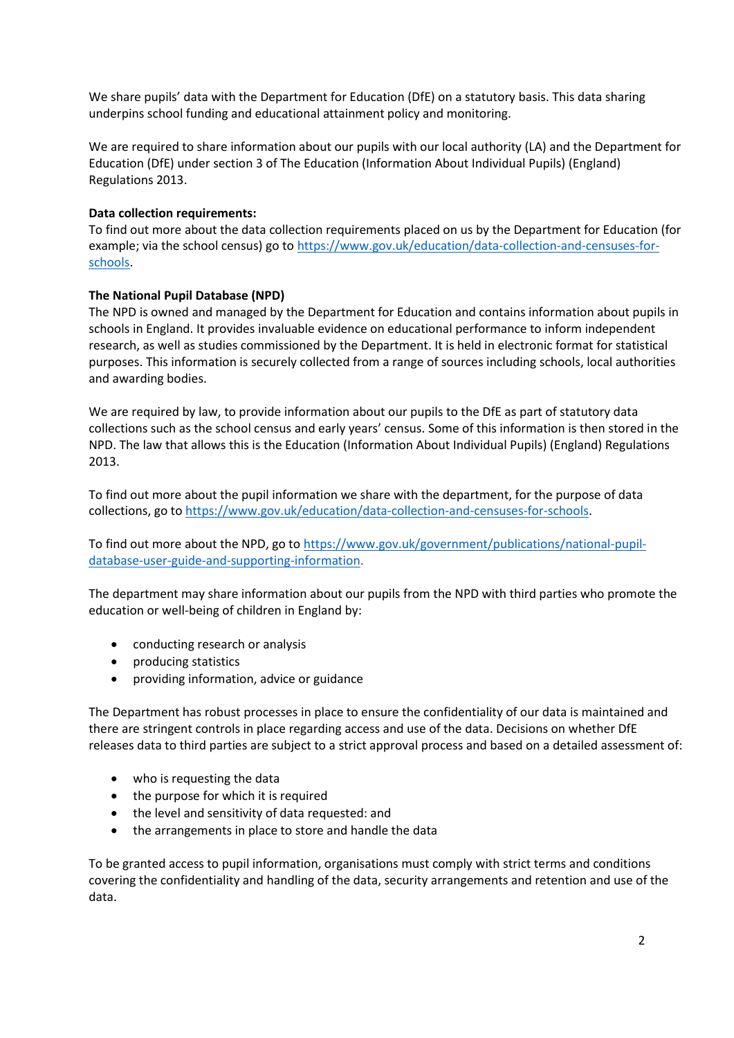We share pupils' data with the Department for Education (DfE) on a statutory basis. This data sharing underpins school funding and educational attainment policy and monitoring.

We are required to share information about our pupils with our local authority (LA) and the Department for Education (DfE) under section 3 of The Education (Information About Individual Pupils) (England) Regulations 2013.

**Data collection requirements:**
To find out more about the data collection requirements placed on us by the Department for Education (for example; via the school census) go to [https://www.gov.uk/education/data-collection-and-censuses-for-schools](https://www.gov.uk/education/data-collection-and-censuses-for-schools).

**The National Pupil Database (NPD)**
The NPD is owned and managed by the Department for Education and contains information about pupils in schools in England. It provides invaluable evidence on educational performance to inform independent research, as well as studies commissioned by the Department. It is held in electronic format for statistical purposes. This information is securely collected from a range of sources including schools, local authorities and awarding bodies.

We are required by law, to provide information about our pupils to the DfE as part of statutory data collections such as the school census and early years' census. Some of this information is then stored in the NPD. The law that allows this is the Education (Information About Individual Pupils) (England) Regulations 2013.

To find out more about the pupil information we share with the department, for the purpose of data collections, go to [https://www.gov.uk/education/data-collection-and-censuses-for-schools](https://www.gov.uk/education/data-collection-and-censuses-for-schools).

To find out more about the NPD, go to [https://www.gov.uk/government/publications/national-pupil-database-user-guide-and-supporting-information](https://www.gov.uk/government/publications/national-pupil-database-user-guide-and-supporting-information).

The department may share information about our pupils from the NPD with third parties who promote the education or well-being of children in England by:

- conducting research or analysis
- producing statistics
- providing information, advice or guidance

The Department has robust processes in place to ensure the confidentiality of our data is maintained and there are stringent controls in place regarding access and use of the data. Decisions on whether DfE releases data to third parties are subject to a strict approval process and based on a detailed assessment of:

- who is requesting the data
- the purpose for which it is required
- the level and sensitivity of data requested: and
- the arrangements in place to store and handle the data

To be granted access to pupil information, organisations must comply with strict terms and conditions covering the confidentiality and handling of the data, security arrangements and retention and use of the data.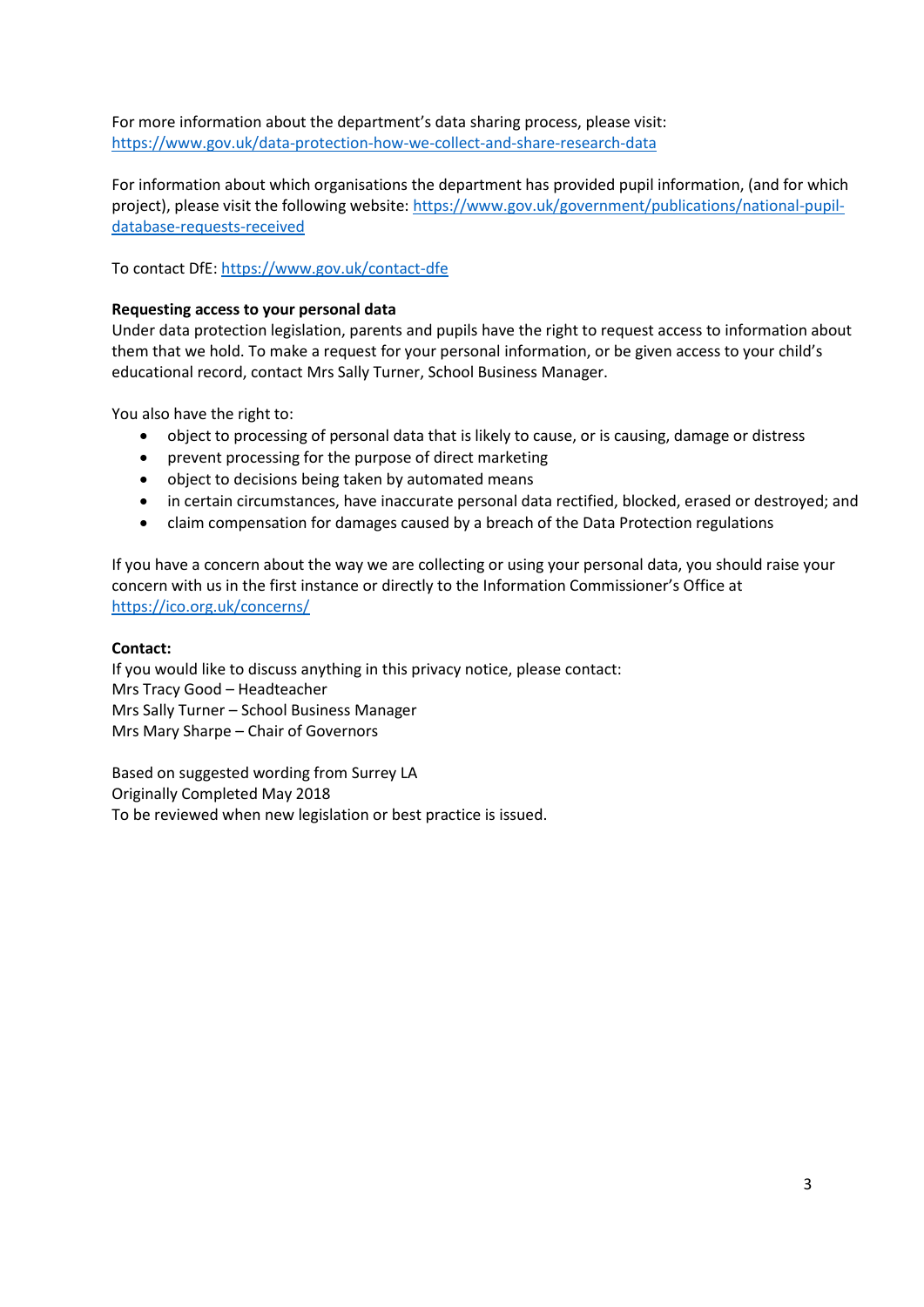For more information about the department's data sharing process, please visit: https://www.gov.uk/data-protection-how-we-collect-and-share-research-data

For information about which organisations the department has provided pupil information, (and for which project), please visit the following website: https://www.gov.uk/government/publications/national-pupil-database-requests-received

To contact DfE: https://www.gov.uk/contact-dfe

**Requesting access to your personal data**

Under data protection legislation, parents and pupils have the right to request access to information about them that we hold. To make a request for your personal information, or be given access to your child's educational record, contact Mrs Sally Turner, School Business Manager.

You also have the right to:

- object to processing of personal data that is likely to cause, or is causing, damage or distress
- prevent processing for the purpose of direct marketing
- object to decisions being taken by automated means
- in certain circumstances, have inaccurate personal data rectified, blocked, erased or destroyed; and
- claim compensation for damages caused by a breach of the Data Protection regulations

If you have a concern about the way we are collecting or using your personal data, you should raise your concern with us in the first instance or directly to the Information Commissioner's Office at https://ico.org.uk/concerns/

**Contact:**

If you would like to discuss anything in this privacy notice, please contact:
Mrs Tracy Good – Headteacher
Mrs Sally Turner – School Business Manager
Mrs Mary Sharpe – Chair of Governors

Based on suggested wording from Surrey LA
Originally Completed May 2018
To be reviewed when new legislation or best practice is issued.